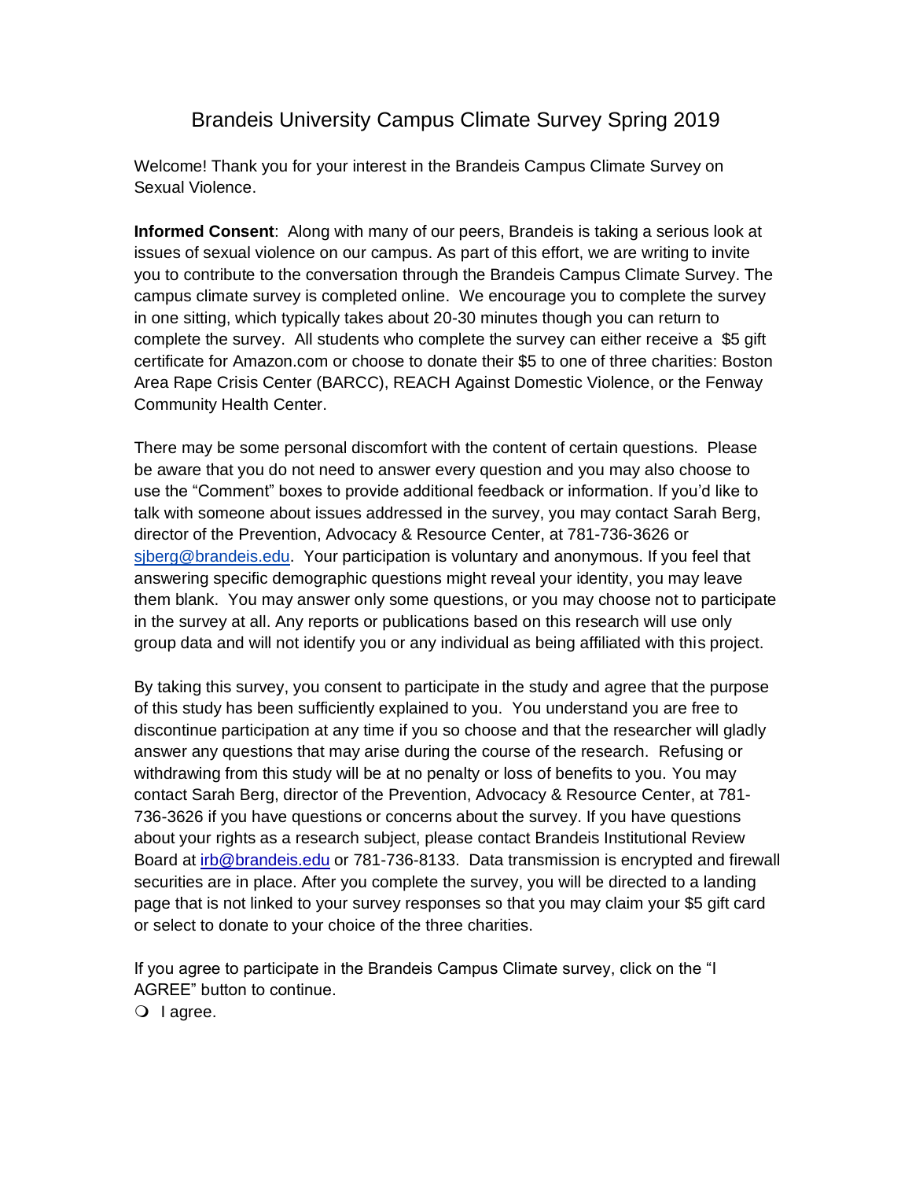# Brandeis University Campus Climate Survey Spring 2019

Welcome! Thank you for your interest in the Brandeis Campus Climate Survey on Sexual Violence.

**Informed Consent**: Along with many of our peers, Brandeis is taking a serious look at issues of sexual violence on our campus. As part of this effort, we are writing to invite you to contribute to the conversation through the Brandeis Campus Climate Survey. The campus climate survey is completed online. We encourage you to complete the survey in one sitting, which typically takes about 20-30 minutes though you can return to complete the survey. All students who complete the survey can either receive a $5 gift certificate for Amazon.com or choose to donate their $5 to one of three charities: Boston Area Rape Crisis Center (BARCC), REACH Against Domestic Violence, or the Fenway Community Health Center.

There may be some personal discomfort with the content of certain questions. Please be aware that you do not need to answer every question and you may also choose to use the "Comment" boxes to provide additional feedback or information. If you'd like to talk with someone about issues addressed in the survey, you may contact Sarah Berg, director of the Prevention, Advocacy & Resource Center, at 781-736-3626 or sjberg@brandeis.edu. Your participation is voluntary and anonymous. If you feel that answering specific demographic questions might reveal your identity, you may leave them blank. You may answer only some questions, or you may choose not to participate in the survey at all. Any reports or publications based on this research will use only group data and will not identify you or any individual as being affiliated with this project.

By taking this survey, you consent to participate in the study and agree that the purpose of this study has been sufficiently explained to you. You understand you are free to discontinue participation at any time if you so choose and that the researcher will gladly answer any questions that may arise during the course of the research. Refusing or withdrawing from this study will be at no penalty or loss of benefits to you. You may contact Sarah Berg, director of the Prevention, Advocacy & Resource Center, at 781-736-3626 if you have questions or concerns about the survey. If you have questions about your rights as a research subject, please contact Brandeis Institutional Review Board at irb@brandeis.edu or 781-736-8133. Data transmission is encrypted and firewall securities are in place. After you complete the survey, you will be directed to a landing page that is not linked to your survey responses so that you may claim your $5 gift card or select to donate to your choice of the three charities.

If you agree to participate in the Brandeis Campus Climate survey, click on the "I AGREE" button to continue.

- ❍ I agree.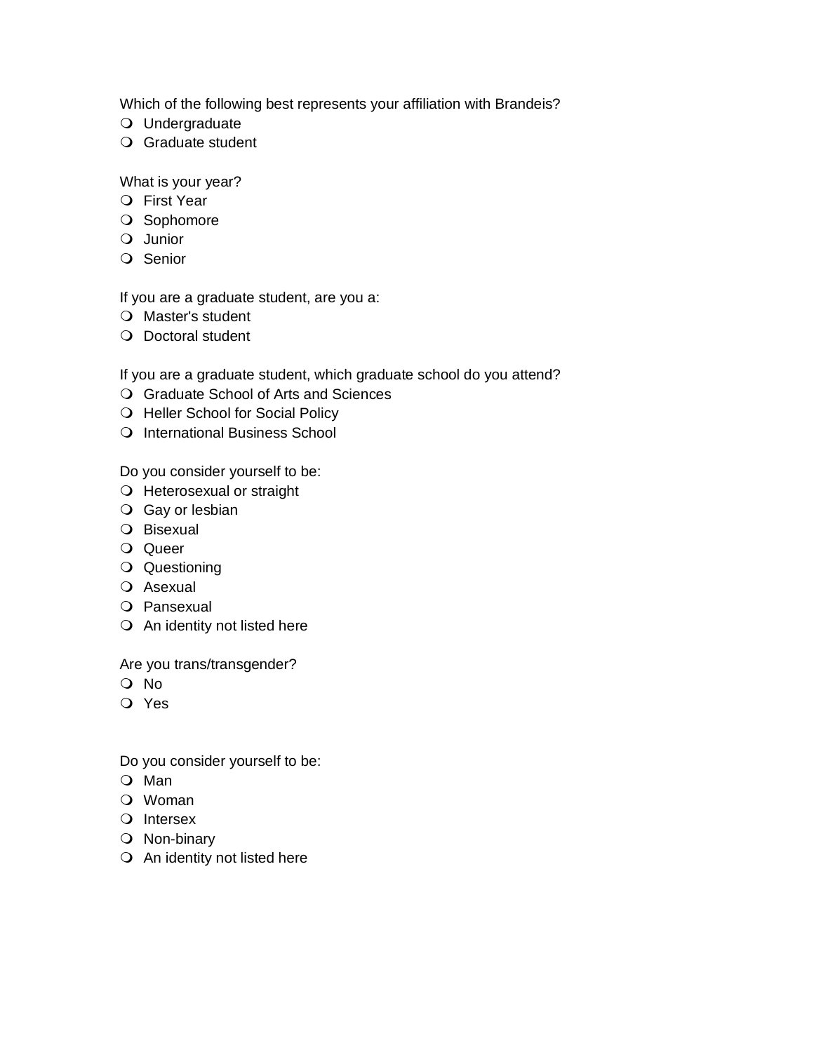Which of the following best represents your affiliation with Brandeis?

- Undergraduate
- Graduate student

What is your year?

- First Year
- Sophomore
- Junior
- Senior

If you are a graduate student, are you a:

- Master's student
- Doctoral student

If you are a graduate student, which graduate school do you attend?

- Graduate School of Arts and Sciences
- Heller School for Social Policy
- International Business School

Do you consider yourself to be:

- Heterosexual or straight
- Gay or lesbian
- Bisexual
- Queer
- Questioning
- Asexual
- Pansexual
- An identity not listed here

Are you trans/transgender?

- No
- Yes

Do you consider yourself to be:

- Man
- Woman
- Intersex
- Non-binary
- An identity not listed here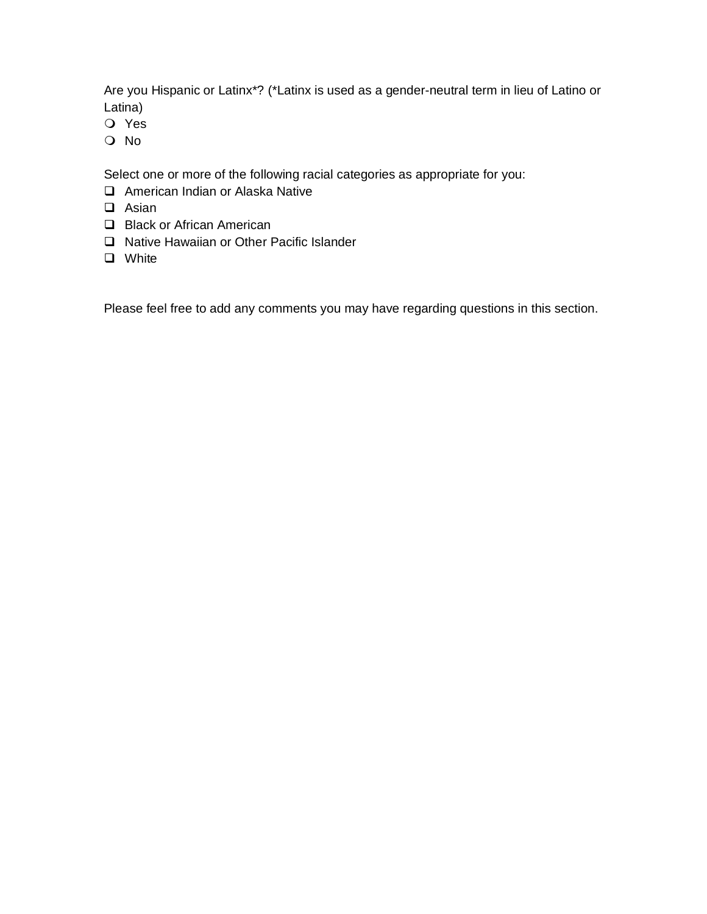Are you Hispanic or Latinx*? (*Latinx is used as a gender-neutral term in lieu of Latino or Latina)

- ❍ Yes
- ❍ No

Select one or more of the following racial categories as appropriate for you:

- ☐ American Indian or Alaska Native
- ☐ Asian
- ☐ Black or African American
- ☐ Native Hawaiian or Other Pacific Islander
- ☐ White

Please feel free to add any comments you may have regarding questions in this section.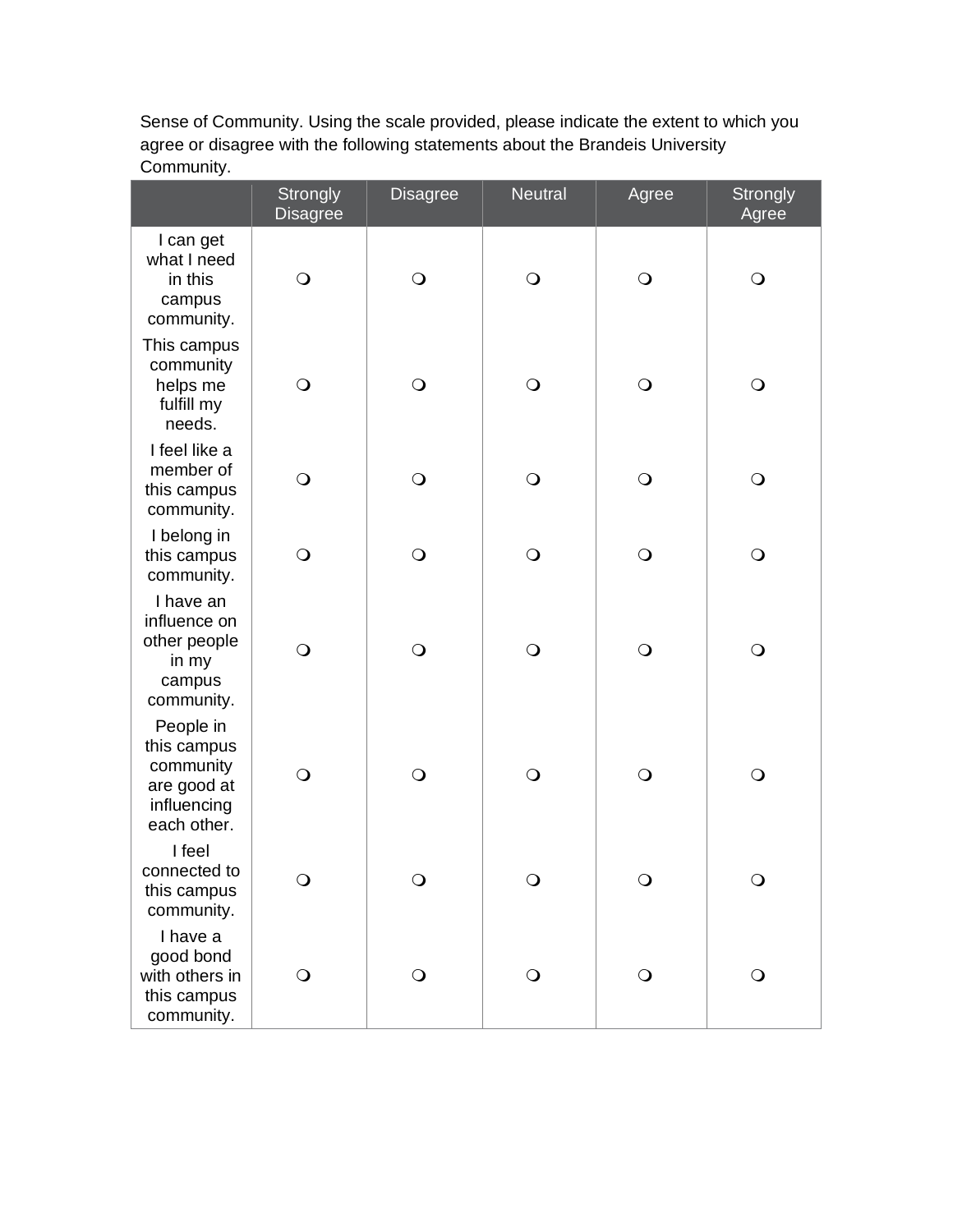Sense of Community. Using the scale provided, please indicate the extent to which you agree or disagree with the following statements about the Brandeis University Community.

| | Strongly Disagree | Disagree | Neutral | Agree | Strongly Agree |
|---|---|---|---|---|---|
| I can get what I need in this campus community. | ❍ | ❍ | ❍ | ❍ | ❍ |
| This campus community helps me fulfill my needs. | ❍ | ❍ | ❍ | ❍ | ❍ |
| I feel like a member of this campus community. | ❍ | ❍ | ❍ | ❍ | ❍ |
| I belong in this campus community. | ❍ | ❍ | ❍ | ❍ | ❍ |
| I have an influence on other people in my campus community. | ❍ | ❍ | ❍ | ❍ | ❍ |
| People in this campus community are good at influencing each other. | ❍ | ❍ | ❍ | ❍ | ❍ |
| I feel connected to this campus community. | ❍ | ❍ | ❍ | ❍ | ❍ |
| I have a good bond with others in this campus community. | ❍ | ❍ | ❍ | ❍ | ❍ |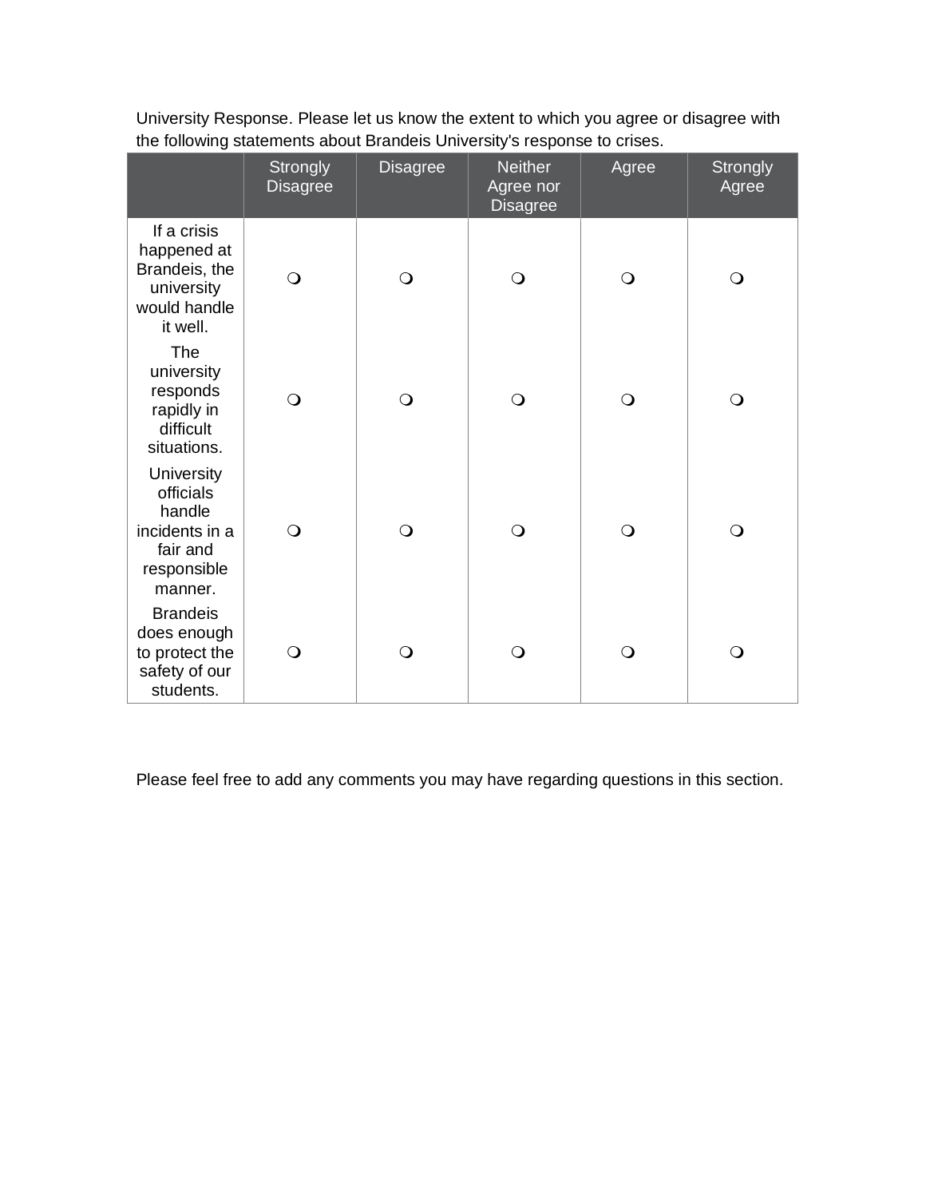University Response. Please let us know the extent to which you agree or disagree with the following statements about Brandeis University's response to crises.

| | Strongly Disagree | Disagree | Neither Agree nor Disagree | Agree | Strongly Agree |
|---|---|---|---|---|---|
| If a crisis happened at Brandeis, the university would handle it well. | ❍ | ❍ | ❍ | ❍ | ❍ |
| The university responds rapidly in difficult situations. | ❍ | ❍ | ❍ | ❍ | ❍ |
| University officials handle incidents in a fair and responsible manner. | ❍ | ❍ | ❍ | ❍ | ❍ |
| Brandeis does enough to protect the safety of our students. | ❍ | ❍ | ❍ | ❍ | ❍ |

Please feel free to add any comments you may have regarding questions in this section.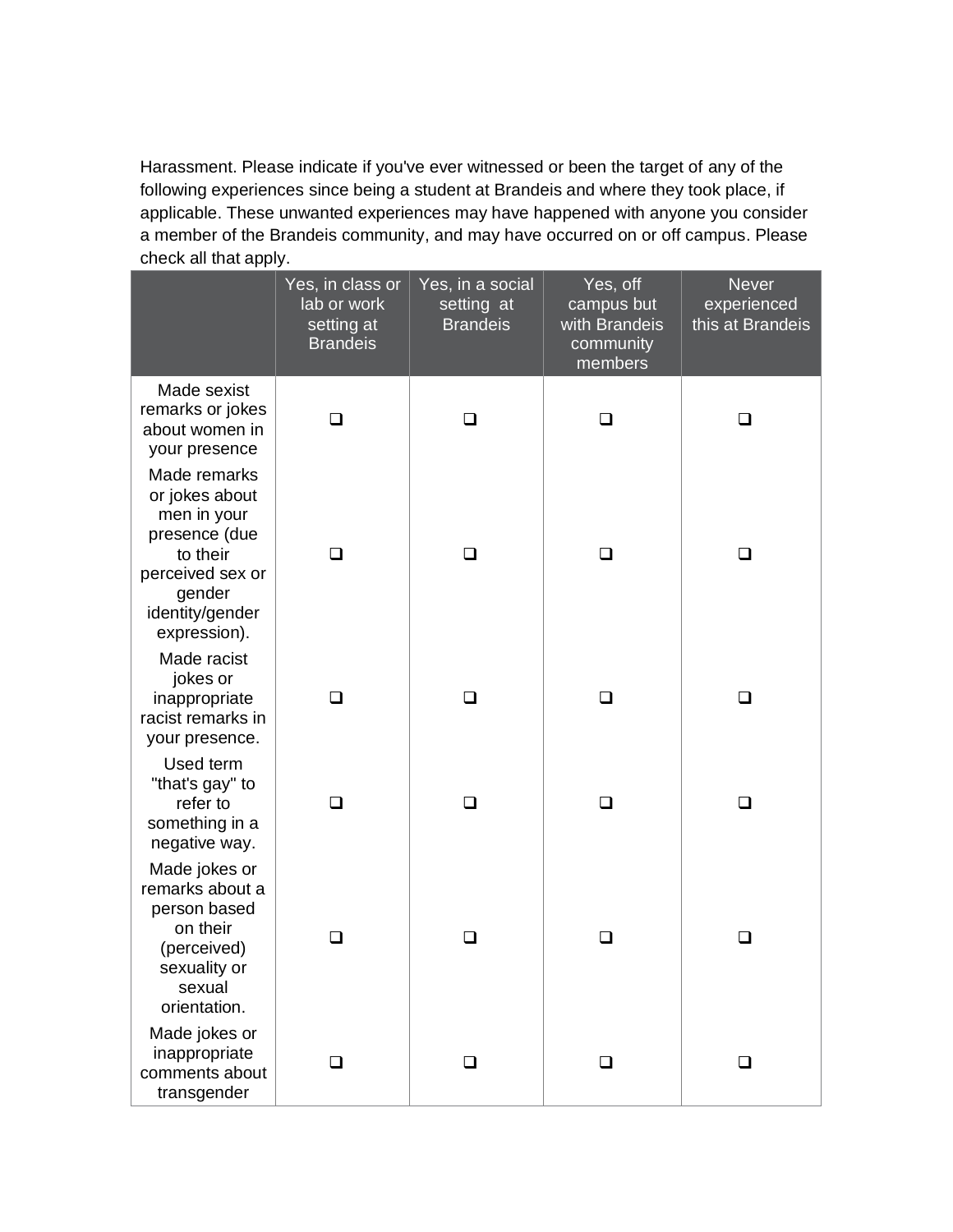Harassment. Please indicate if you've ever witnessed or been the target of any of the following experiences since being a student at Brandeis and where they took place, if applicable. These unwanted experiences may have happened with anyone you consider a member of the Brandeis community, and may have occurred on or off campus. Please check all that apply.

| | Yes, in class or lab or work setting at Brandeis | Yes, in a social setting at Brandeis | Yes, off campus but with Brandeis community members | Never experienced this at Brandeis |
|---|---|---|---|---|
| Made sexist remarks or jokes about women in your presence | ❑ | ❑ | ❑ | ❑ |
| Made remarks or jokes about men in your presence (due to their perceived sex or gender identity/gender expression). | ❑ | ❑ | ❑ | ❑ |
| Made racist jokes or inappropriate racist remarks in your presence. | ❑ | ❑ | ❑ | ❑ |
| Used term "that's gay" to refer to something in a negative way. | ❑ | ❑ | ❑ | ❑ |
| Made jokes or remarks about a person based on their (perceived) sexuality or sexual orientation. | ❑ | ❑ | ❑ | ❑ |
| Made jokes or inappropriate comments about transgender | ❑ | ❑ | ❑ | ❑ |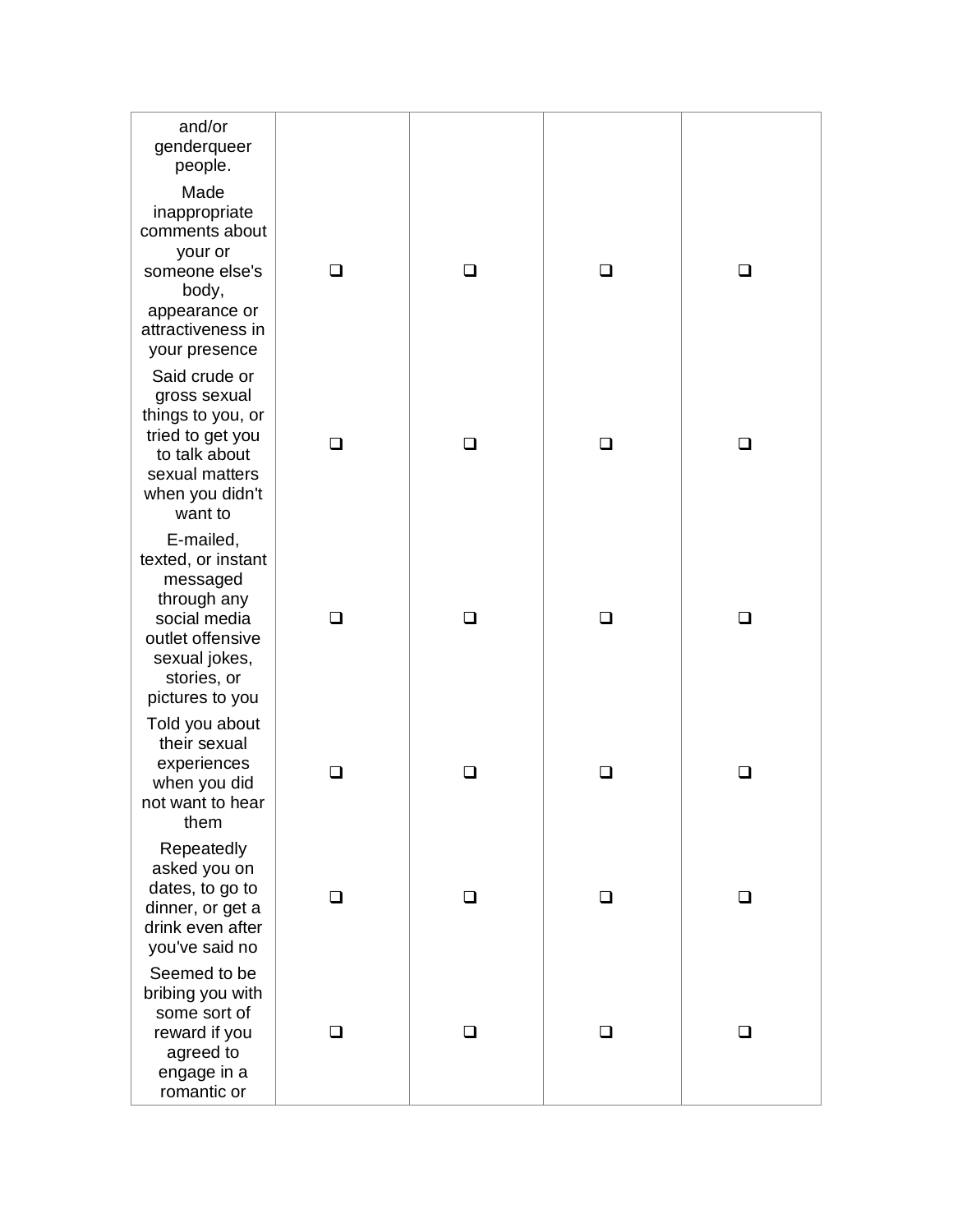| | | | | |
|---|---|---|---|---|
| and/or genderqueer people. | | | | |
| Made inappropriate comments about your or someone else's body, appearance or attractiveness in your presence | ❑ | ❑ | ❑ | ❑ |
| Said crude or gross sexual things to you, or tried to get you to talk about sexual matters when you didn't want to | ❑ | ❑ | ❑ | ❑ |
| E-mailed, texted, or instant messaged through any social media outlet offensive sexual jokes, stories, or pictures to you | ❑ | ❑ | ❑ | ❑ |
| Told you about their sexual experiences when you did not want to hear them | ❑ | ❑ | ❑ | ❑ |
| Repeatedly asked you on dates, to go to dinner, or get a drink even after you've said no | ❑ | ❑ | ❑ | ❑ |
| Seemed to be bribing you with some sort of reward if you agreed to engage in a romantic or | ❑ | ❑ | ❑ | ❑ |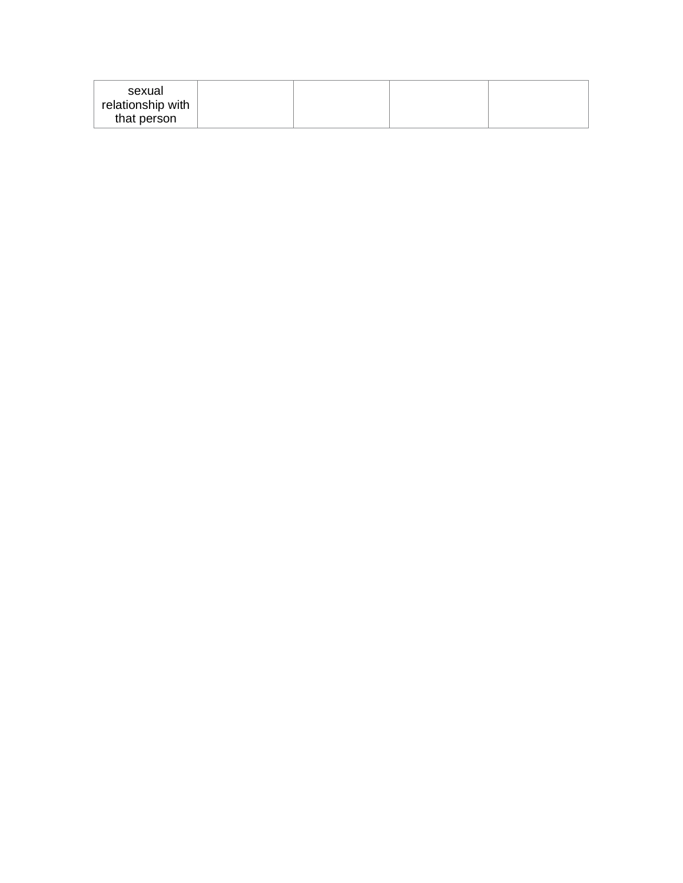| sexual relationship with that person | | | | |
|---|---|---|---|---|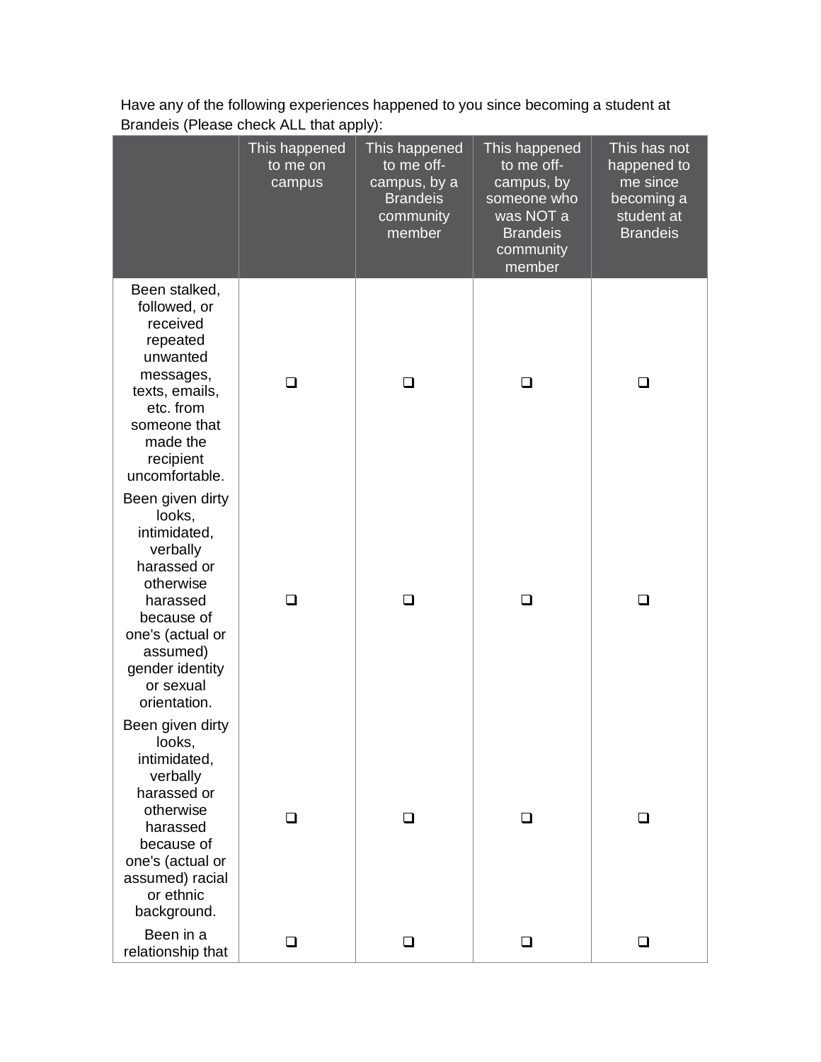Have any of the following experiences happened to you since becoming a student at Brandeis (Please check ALL that apply):

| | This happened to me on campus | This happened to me off-campus, by a Brandeis community member | This happened to me off-campus, by someone who was NOT a Brandeis community member | This has not happened to me since becoming a student at Brandeis |
|---|---|---|---|---|
| Been stalked, followed, or received repeated unwanted messages, texts, emails, etc. from someone that made the recipient uncomfortable. | ❑ | ❑ | ❑ | ❑ |
| Been given dirty looks, intimidated, verbally harassed or otherwise harassed because of one's (actual or assumed) gender identity or sexual orientation. | ❑ | ❑ | ❑ | ❑ |
| Been given dirty looks, intimidated, verbally harassed or otherwise harassed because of one's (actual or assumed) racial or ethnic background. | ❑ | ❑ | ❑ | ❑ |
| Been in a relationship that | ❑ | ❑ | ❑ | ❑ |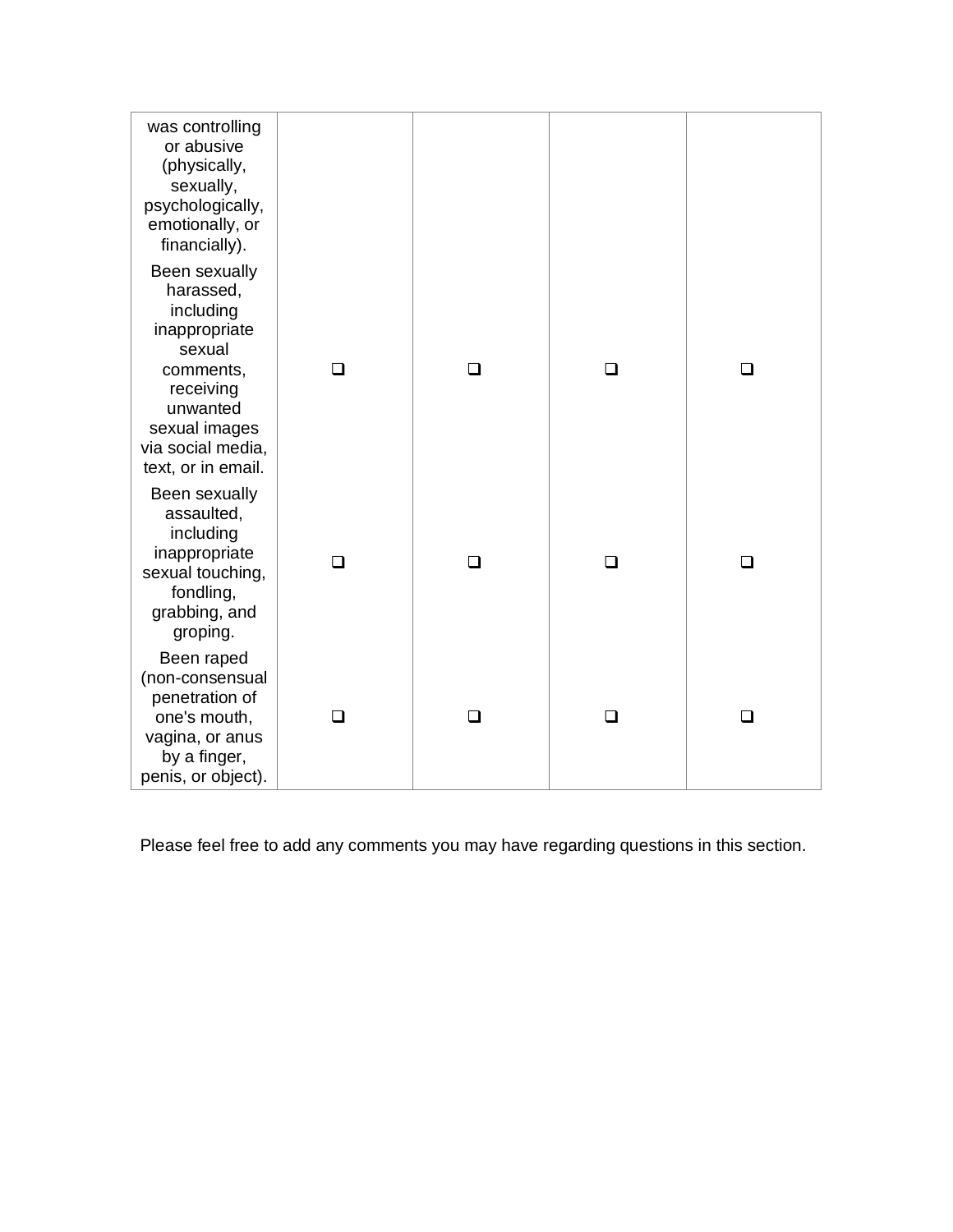| | | | | |
|---|---|---|---|---|
| was controlling or abusive (physically, sexually, psychologically, emotionally, or financially). | | | | |
| Been sexually harassed, including inappropriate sexual comments, receiving unwanted sexual images via social media, text, or in email. | ❑ | ❑ | ❑ | ❑ |
| Been sexually assaulted, including inappropriate sexual touching, fondling, grabbing, and groping. | ❑ | ❑ | ❑ | ❑ |
| Been raped (non-consensual penetration of one's mouth, vagina, or anus by a finger, penis, or object). | ❑ | ❑ | ❑ | ❑ |

Please feel free to add any comments you may have regarding questions in this section.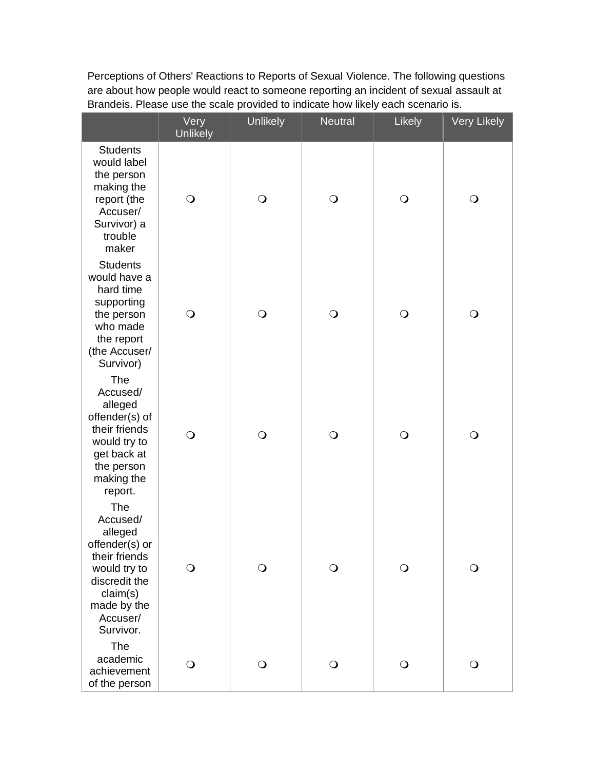Perceptions of Others' Reactions to Reports of Sexual Violence. The following questions are about how people would react to someone reporting an incident of sexual assault at Brandeis. Please use the scale provided to indicate how likely each scenario is.

| | Very Unlikely | Unlikely | Neutral | Likely | Very Likely |
|---|---|---|---|---|---|
| Students would label the person making the report (the Accuser/ Survivor) a trouble maker | ❍ | ❍ | ❍ | ❍ | ❍ |
| Students would have a hard time supporting the person who made the report (the Accuser/ Survivor) | ❍ | ❍ | ❍ | ❍ | ❍ |
| The Accused/ alleged offender(s) of their friends would try to get back at the person making the report. | ❍ | ❍ | ❍ | ❍ | ❍ |
| The Accused/ alleged offender(s) or their friends would try to discredit the claim(s) made by the Accuser/ Survivor. | ❍ | ❍ | ❍ | ❍ | ❍ |
| The academic achievement of the person | ❍ | ❍ | ❍ | ❍ | ❍ |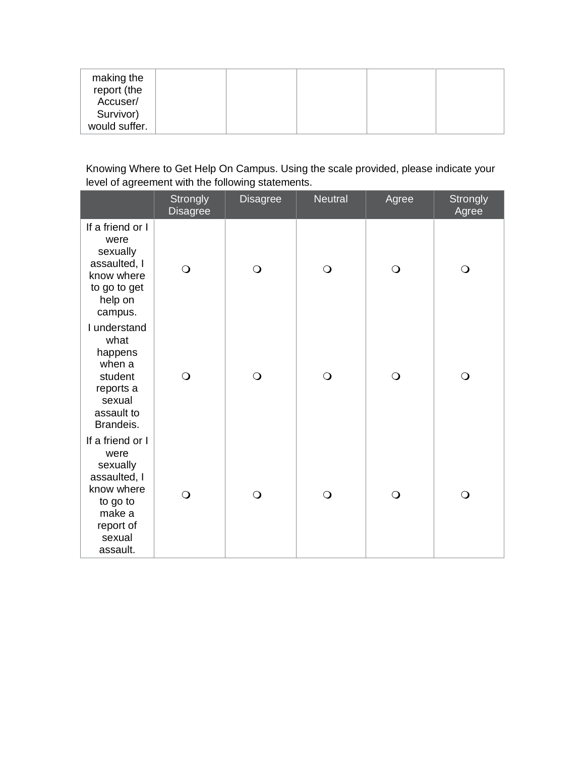| making the report (the Accuser/ Survivor) would suffer. | | | | | |
|---|---|---|---|---|---|

Knowing Where to Get Help On Campus. Using the scale provided, please indicate your level of agreement with the following statements.

| | Strongly Disagree | Disagree | Neutral | Agree | Strongly Agree |
|---|---|---|---|---|---|
| If a friend or I were sexually assaulted, I know where to go to get help on campus. | ❍ | ❍ | ❍ | ❍ | ❍ |
| I understand what happens when a student reports a sexual assault to Brandeis. | ❍ | ❍ | ❍ | ❍ | ❍ |
| If a friend or I were sexually assaulted, I know where to go to make a report of sexual assault. | ❍ | ❍ | ❍ | ❍ | ❍ |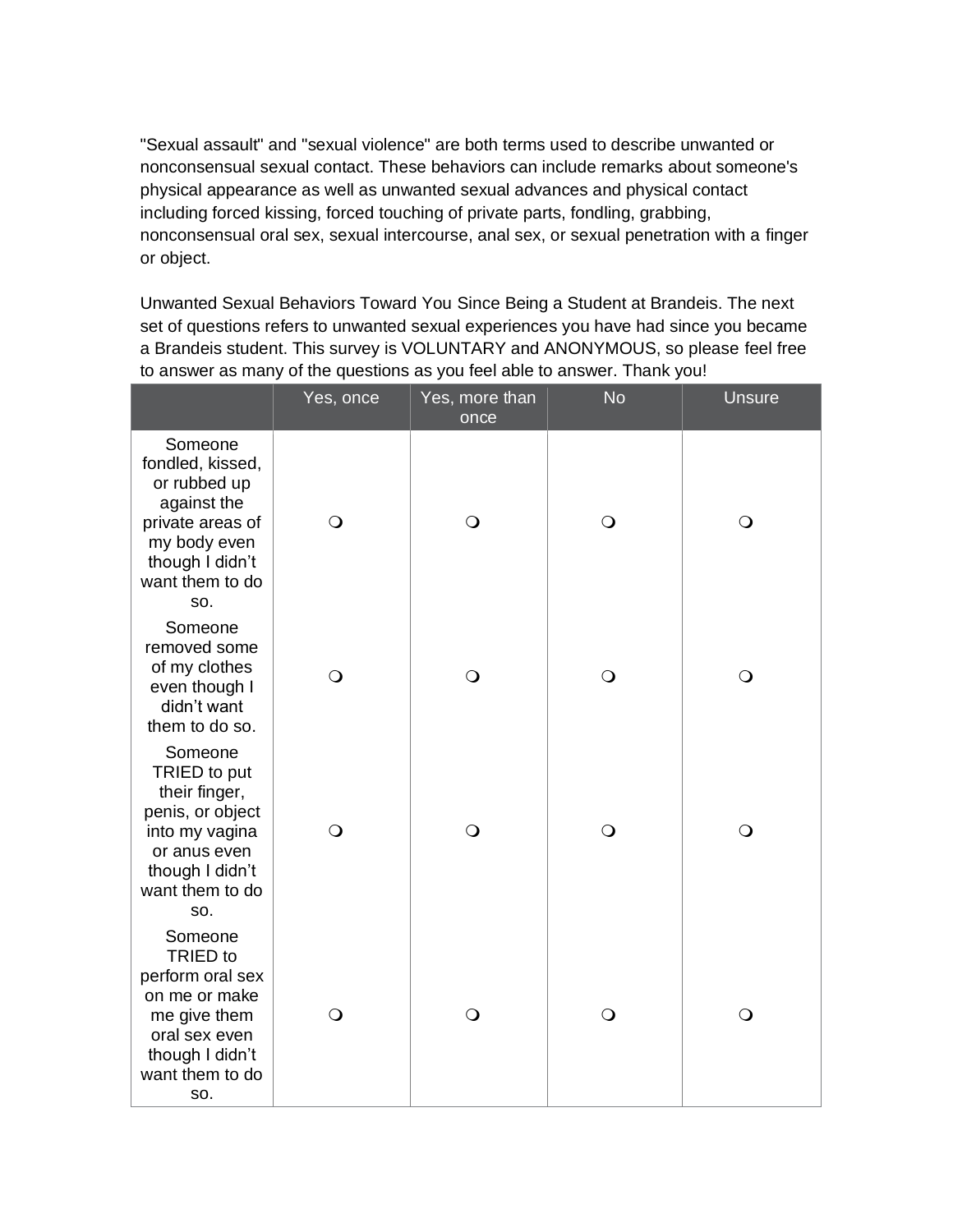"Sexual assault" and "sexual violence" are both terms used to describe unwanted or nonconsensual sexual contact. These behaviors can include remarks about someone's physical appearance as well as unwanted sexual advances and physical contact including forced kissing, forced touching of private parts, fondling, grabbing, nonconsensual oral sex, sexual intercourse, anal sex, or sexual penetration with a finger or object.

Unwanted Sexual Behaviors Toward You Since Being a Student at Brandeis. The next set of questions refers to unwanted sexual experiences you have had since you became a Brandeis student. This survey is VOLUNTARY and ANONYMOUS, so please feel free to answer as many of the questions as you feel able to answer. Thank you!

| | Yes, once | Yes, more than once | No | Unsure |
|---|---|---|---|---|
| Someone fondled, kissed, or rubbed up against the private areas of my body even though I didn't want them to do so. | ❍ | ❍ | ❍ | ❍ |
| Someone removed some of my clothes even though I didn't want them to do so. | ❍ | ❍ | ❍ | ❍ |
| Someone TRIED to put their finger, penis, or object into my vagina or anus even though I didn't want them to do so. | ❍ | ❍ | ❍ | ❍ |
| Someone TRIED to perform oral sex on me or make me give them oral sex even though I didn't want them to do so. | ❍ | ❍ | ❍ | ❍ |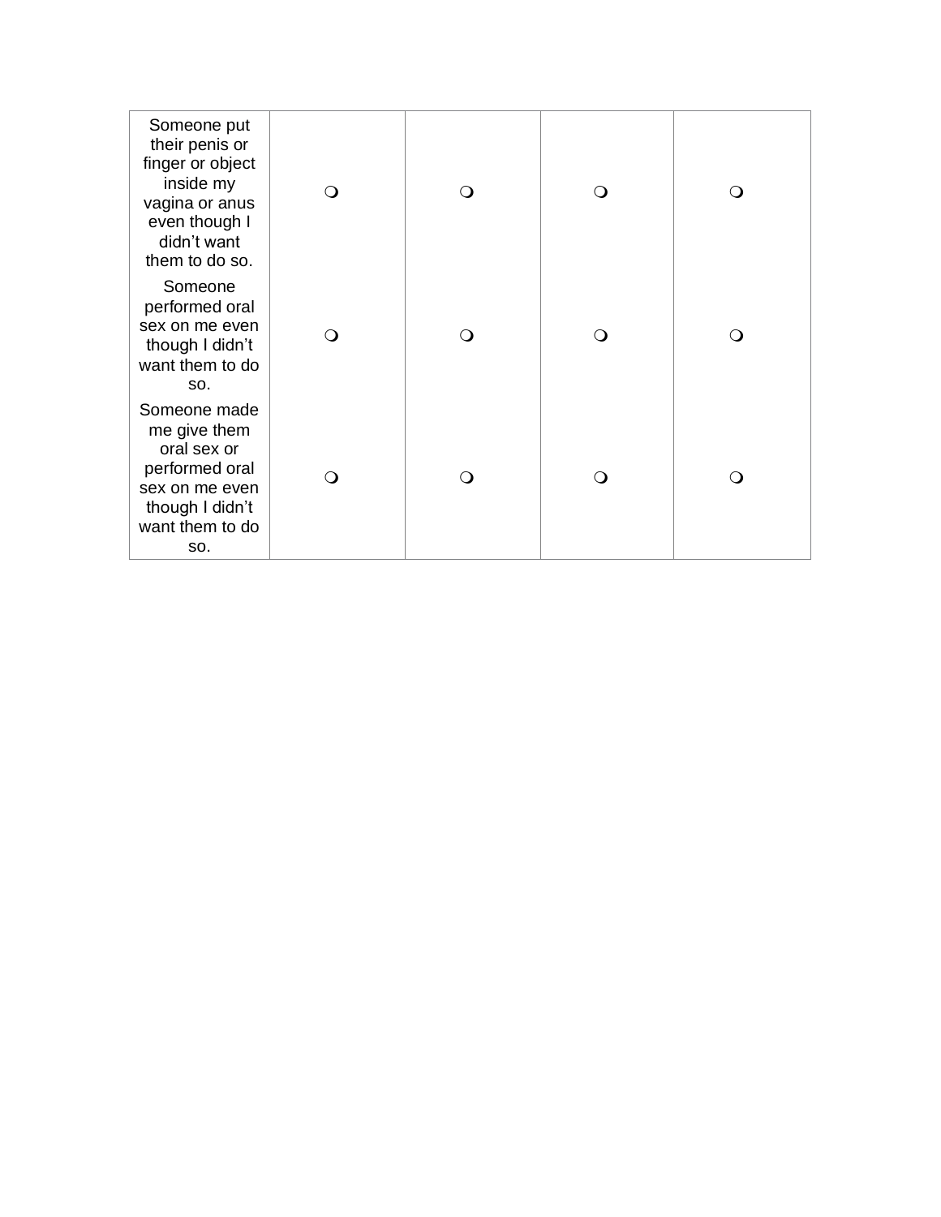| | | | | |
|---|---|---|---|---|
| Someone put their penis or finger or object inside my vagina or anus even though I didn't want them to do so. | ❍ | ❍ | ❍ | ❍ |
| Someone performed oral sex on me even though I didn't want them to do so. | ❍ | ❍ | ❍ | ❍ |
| Someone made me give them oral sex or performed oral sex on me even though I didn't want them to do so. | ❍ | ❍ | ❍ | ❍ |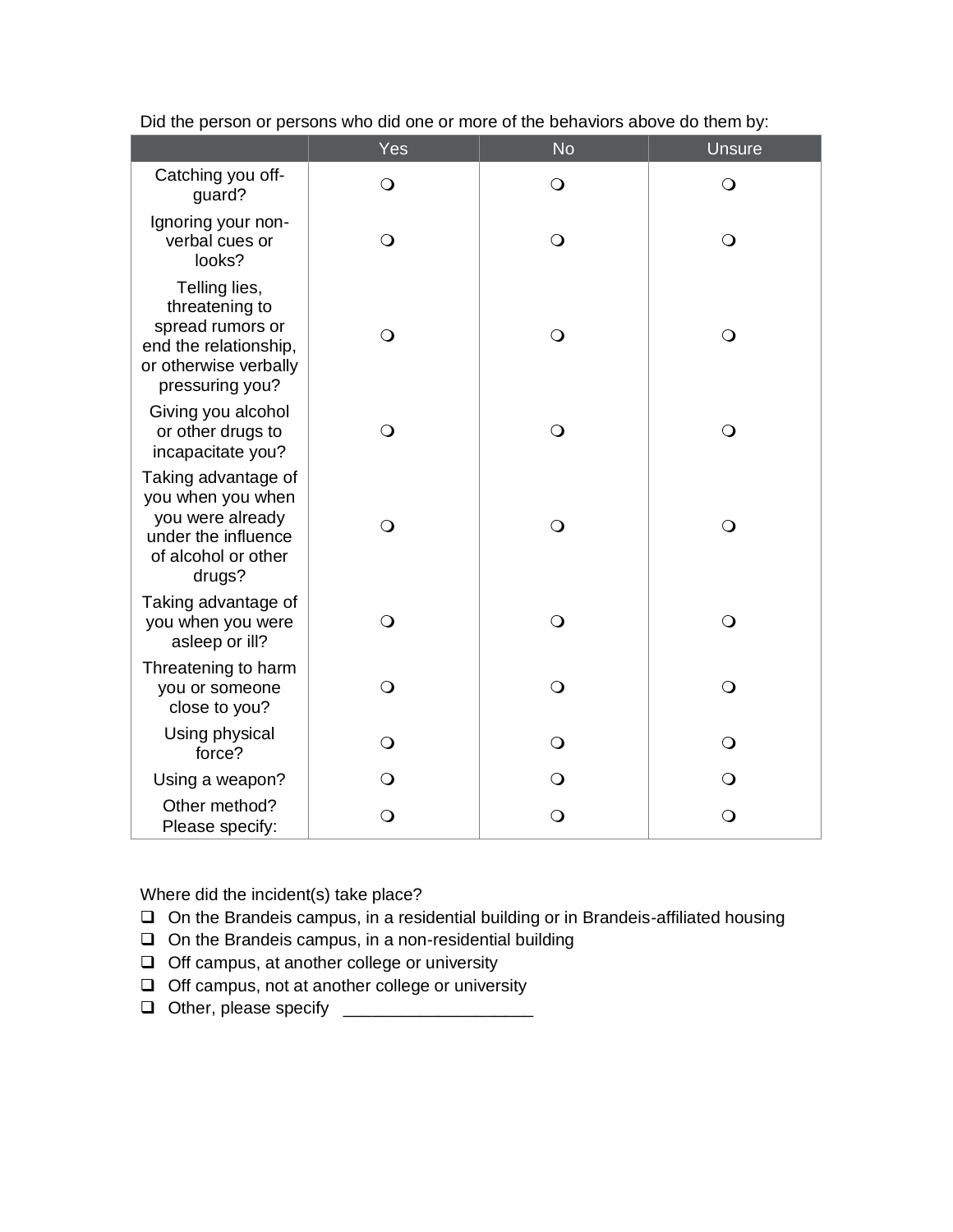Did the person or persons who did one or more of the behaviors above do them by:

| | Yes | No | Unsure |
|---|---|---|---|
| Catching you off-guard? | ❍ | ❍ | ❍ |
| Ignoring your non-verbal cues or looks? | ❍ | ❍ | ❍ |
| Telling lies, threatening to spread rumors or end the relationship, or otherwise verbally pressuring you? | ❍ | ❍ | ❍ |
| Giving you alcohol or other drugs to incapacitate you? | ❍ | ❍ | ❍ |
| Taking advantage of you when you when you were already under the influence of alcohol or other drugs? | ❍ | ❍ | ❍ |
| Taking advantage of you when you were asleep or ill? | ❍ | ❍ | ❍ |
| Threatening to harm you or someone close to you? | ❍ | ❍ | ❍ |
| Using physical force? | ❍ | ❍ | ❍ |
| Using a weapon? | ❍ | ❍ | ❍ |
| Other method? Please specify: | ❍ | ❍ | ❍ |

Where did the incident(s) take place?

- ❑ On the Brandeis campus, in a residential building or in Brandeis-affiliated housing
- ❑ On the Brandeis campus, in a non-residential building
- ❑ Off campus, at another college or university
- ❑ Off campus, not at another college or university
- ❑ Other, please specify ____________________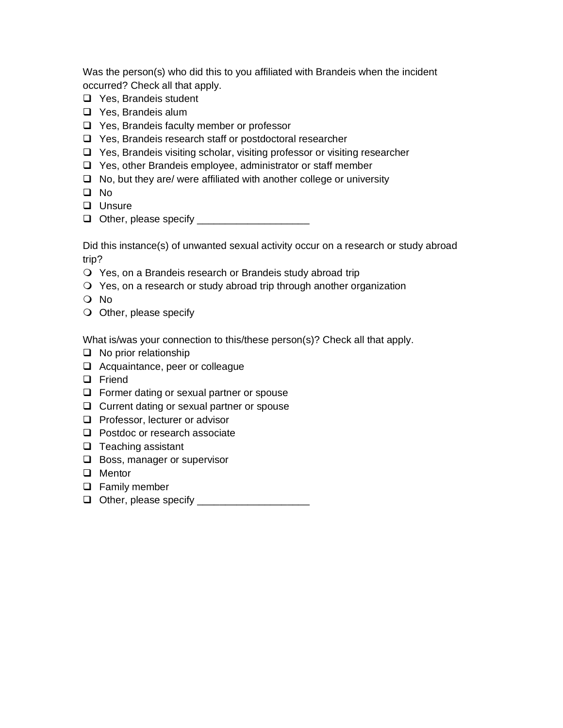Was the person(s) who did this to you affiliated with Brandeis when the incident occurred? Check all that apply.

- ❑ Yes, Brandeis student
- ❑ Yes, Brandeis alum
- ❑ Yes, Brandeis faculty member or professor
- ❑ Yes, Brandeis research staff or postdoctoral researcher
- ❑ Yes, Brandeis visiting scholar, visiting professor or visiting researcher
- ❑ Yes, other Brandeis employee, administrator or staff member
- ❑ No, but they are/ were affiliated with another college or university
- ❑ No
- ❑ Unsure
- ❑ Other, please specify ____________________

Did this instance(s) of unwanted sexual activity occur on a research or study abroad trip?

- ❍ Yes, on a Brandeis research or Brandeis study abroad trip
- ❍ Yes, on a research or study abroad trip through another organization
- ❍ No
- ❍ Other, please specify

What is/was your connection to this/these person(s)? Check all that apply.

- ❑ No prior relationship
- ❑ Acquaintance, peer or colleague
- ❑ Friend
- ❑ Former dating or sexual partner or spouse
- ❑ Current dating or sexual partner or spouse
- ❑ Professor, lecturer or advisor
- ❑ Postdoc or research associate
- ❑ Teaching assistant
- ❑ Boss, manager or supervisor
- ❑ Mentor
- ❑ Family member
- ❑ Other, please specify ____________________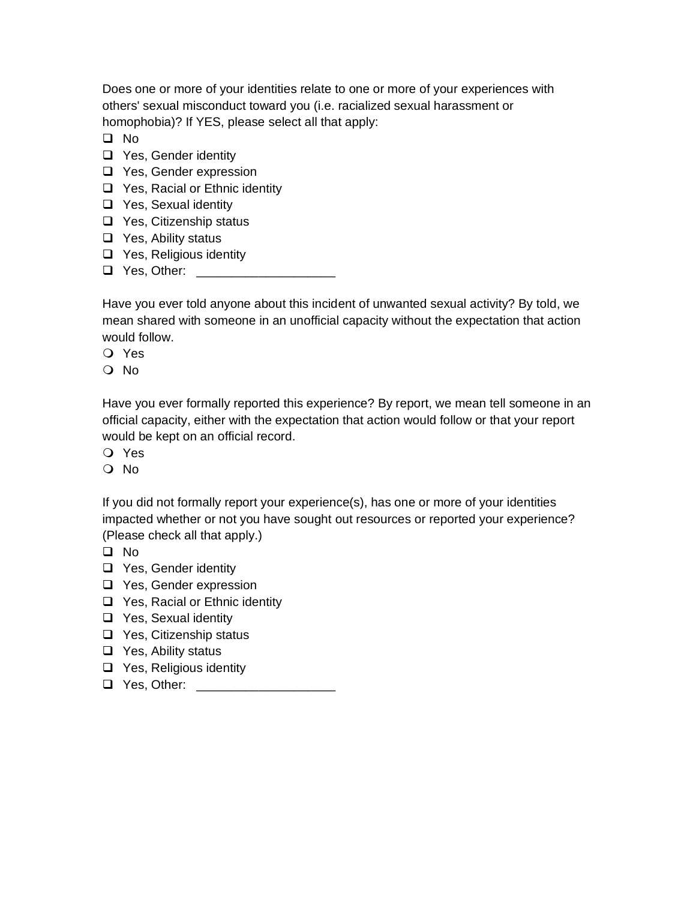Does one or more of your identities relate to one or more of your experiences with others' sexual misconduct toward you (i.e. racialized sexual harassment or homophobia)? If YES, please select all that apply:

- ❑ No
- ❑ Yes, Gender identity
- ❑ Yes, Gender expression
- ❑ Yes, Racial or Ethnic identity
- ❑ Yes, Sexual identity
- ❑ Yes, Citizenship status
- ❑ Yes, Ability status
- ❑ Yes, Religious identity
- ❑ Yes, Other: ____________________

Have you ever told anyone about this incident of unwanted sexual activity? By told, we mean shared with someone in an unofficial capacity without the expectation that action would follow.

- ○ Yes
- ○ No

Have you ever formally reported this experience? By report, we mean tell someone in an official capacity, either with the expectation that action would follow or that your report would be kept on an official record.

- ○ Yes
- ○ No

If you did not formally report your experience(s), has one or more of your identities impacted whether or not you have sought out resources or reported your experience? (Please check all that apply.)

- ❑ No
- ❑ Yes, Gender identity
- ❑ Yes, Gender expression
- ❑ Yes, Racial or Ethnic identity
- ❑ Yes, Sexual identity
- ❑ Yes, Citizenship status
- ❑ Yes, Ability status
- ❑ Yes, Religious identity
- ❑ Yes, Other: ____________________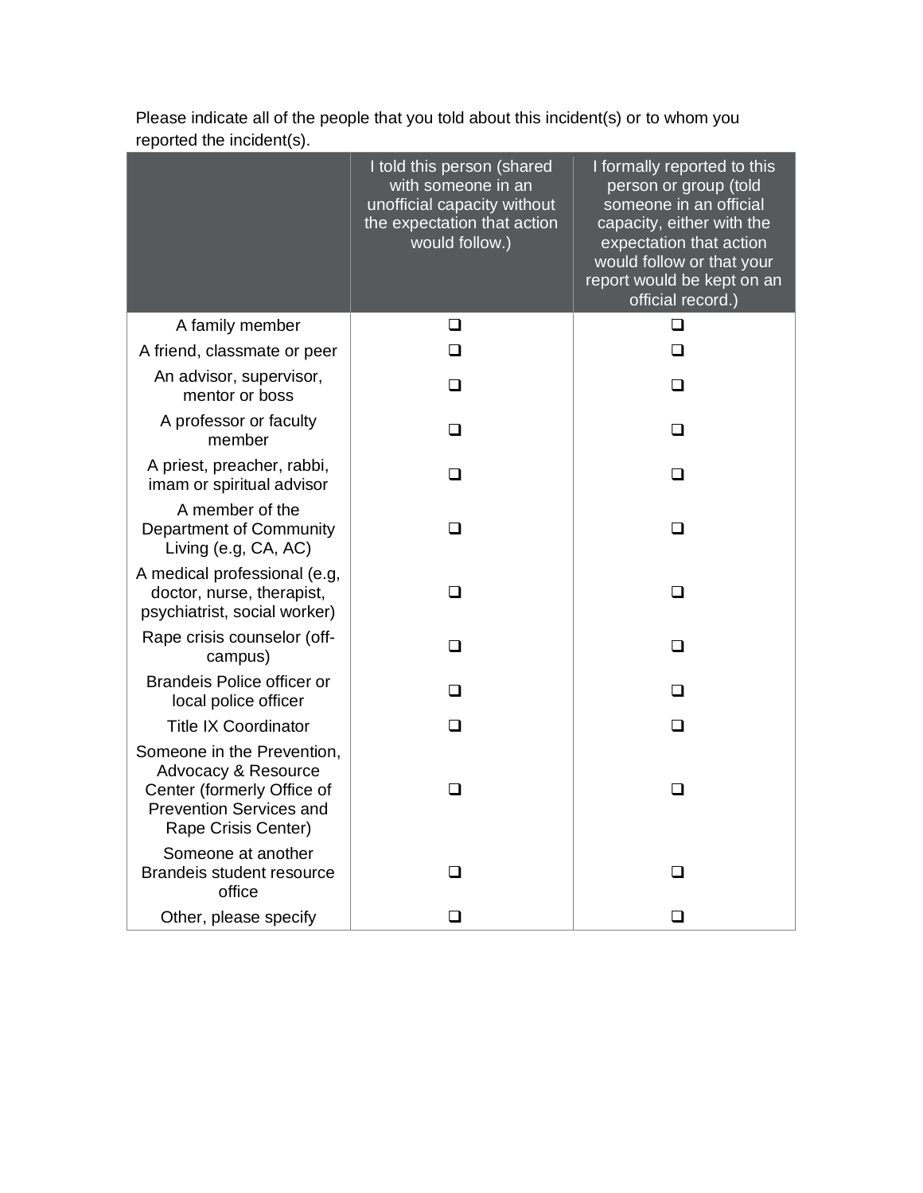Please indicate all of the people that you told about this incident(s) or to whom you reported the incident(s).

| | I told this person (shared with someone in an unofficial capacity without the expectation that action would follow.) | I formally reported to this person or group (told someone in an official capacity, either with the expectation that action would follow or that your report would be kept on an official record.) |
|---|---|---|
| A family member | ❑ | ❑ |
| A friend, classmate or peer | ❑ | ❑ |
| An advisor, supervisor, mentor or boss | ❑ | ❑ |
| A professor or faculty member | ❑ | ❑ |
| A priest, preacher, rabbi, imam or spiritual advisor | ❑ | ❑ |
| A member of the Department of Community Living (e.g, CA, AC) | ❑ | ❑ |
| A medical professional (e.g, doctor, nurse, therapist, psychiatrist, social worker) | ❑ | ❑ |
| Rape crisis counselor (off-campus) | ❑ | ❑ |
| Brandeis Police officer or local police officer | ❑ | ❑ |
| Title IX Coordinator | ❑ | ❑ |
| Someone in the Prevention, Advocacy & Resource Center (formerly Office of Prevention Services and Rape Crisis Center) | ❑ | ❑ |
| Someone at another Brandeis student resource office | ❑ | ❑ |
| Other, please specify | ❑ | ❑ |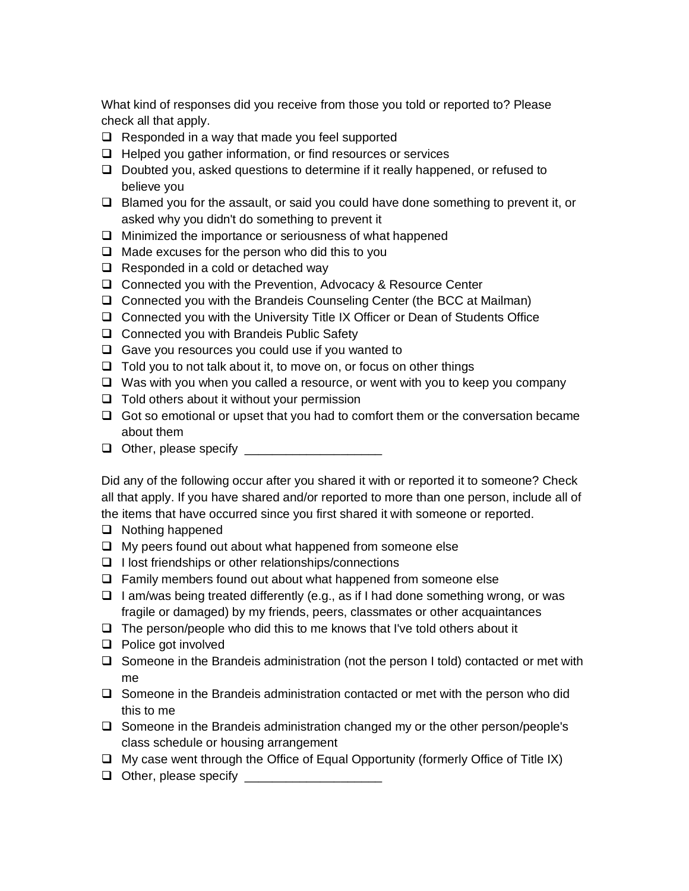What kind of responses did you receive from those you told or reported to? Please check all that apply.

- ❑ Responded in a way that made you feel supported
- ❑ Helped you gather information, or find resources or services
- ❑ Doubted you, asked questions to determine if it really happened, or refused to believe you
- ❑ Blamed you for the assault, or said you could have done something to prevent it, or asked why you didn't do something to prevent it
- ❑ Minimized the importance or seriousness of what happened
- ❑ Made excuses for the person who did this to you
- ❑ Responded in a cold or detached way
- ❑ Connected you with the Prevention, Advocacy & Resource Center
- ❑ Connected you with the Brandeis Counseling Center (the BCC at Mailman)
- ❑ Connected you with the University Title IX Officer or Dean of Students Office
- ❑ Connected you with Brandeis Public Safety
- ❑ Gave you resources you could use if you wanted to
- ❑ Told you to not talk about it, to move on, or focus on other things
- ❑ Was with you when you called a resource, or went with you to keep you company
- ❑ Told others about it without your permission
- ❑ Got so emotional or upset that you had to comfort them or the conversation became about them
- ❑ Other, please specify ____________________

Did any of the following occur after you shared it with or reported it to someone? Check all that apply. If you have shared and/or reported to more than one person, include all of the items that have occurred since you first shared it with someone or reported.

- ❑ Nothing happened
- ❑ My peers found out about what happened from someone else
- ❑ I lost friendships or other relationships/connections
- ❑ Family members found out about what happened from someone else
- ❑ I am/was being treated differently (e.g., as if I had done something wrong, or was fragile or damaged) by my friends, peers, classmates or other acquaintances
- ❑ The person/people who did this to me knows that I've told others about it
- ❑ Police got involved
- ❑ Someone in the Brandeis administration (not the person I told) contacted or met with me
- ❑ Someone in the Brandeis administration contacted or met with the person who did this to me
- ❑ Someone in the Brandeis administration changed my or the other person/people's class schedule or housing arrangement
- ❑ My case went through the Office of Equal Opportunity (formerly Office of Title IX)
- ❑ Other, please specify ____________________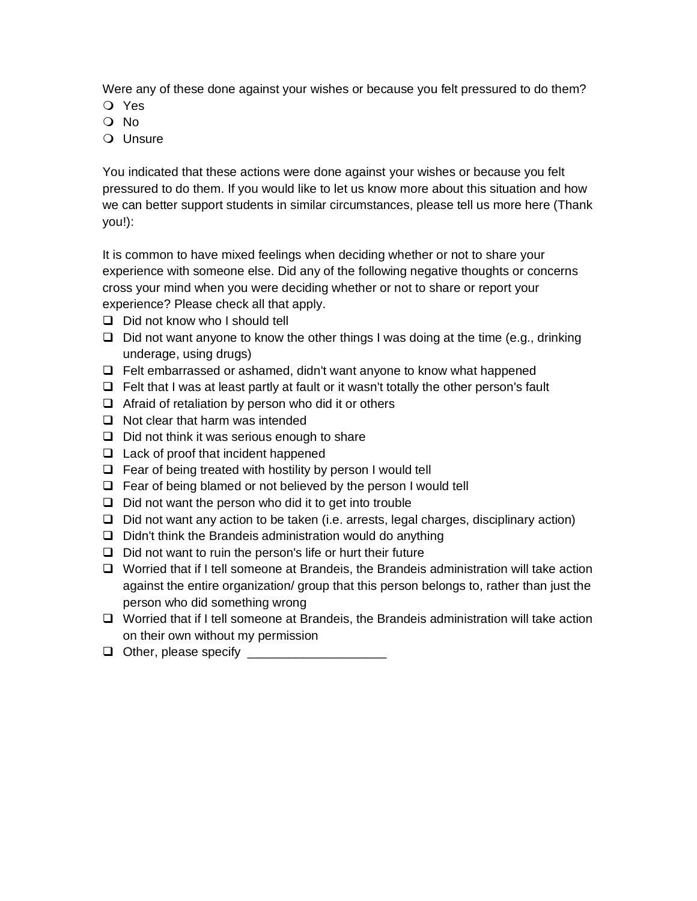Were any of these done against your wishes or because you felt pressured to do them?

- ❍ Yes
- ❍ No
- ❍ Unsure

You indicated that these actions were done against your wishes or because you felt pressured to do them. If you would like to let us know more about this situation and how we can better support students in similar circumstances, please tell us more here (Thank you!):

It is common to have mixed feelings when deciding whether or not to share your experience with someone else. Did any of the following negative thoughts or concerns cross your mind when you were deciding whether or not to share or report your experience? Please check all that apply.

- ❑ Did not know who I should tell
- ❑ Did not want anyone to know the other things I was doing at the time (e.g., drinking underage, using drugs)
- ❑ Felt embarrassed or ashamed, didn't want anyone to know what happened
- ❑ Felt that I was at least partly at fault or it wasn't totally the other person's fault
- ❑ Afraid of retaliation by person who did it or others
- ❑ Not clear that harm was intended
- ❑ Did not think it was serious enough to share
- ❑ Lack of proof that incident happened
- ❑ Fear of being treated with hostility by person I would tell
- ❑ Fear of being blamed or not believed by the person I would tell
- ❑ Did not want the person who did it to get into trouble
- ❑ Did not want any action to be taken (i.e. arrests, legal charges, disciplinary action)
- ❑ Didn't think the Brandeis administration would do anything
- ❑ Did not want to ruin the person's life or hurt their future
- ❑ Worried that if I tell someone at Brandeis, the Brandeis administration will take action against the entire organization/ group that this person belongs to, rather than just the person who did something wrong
- ❑ Worried that if I tell someone at Brandeis, the Brandeis administration will take action on their own without my permission
- ❑ Other, please specify ____________________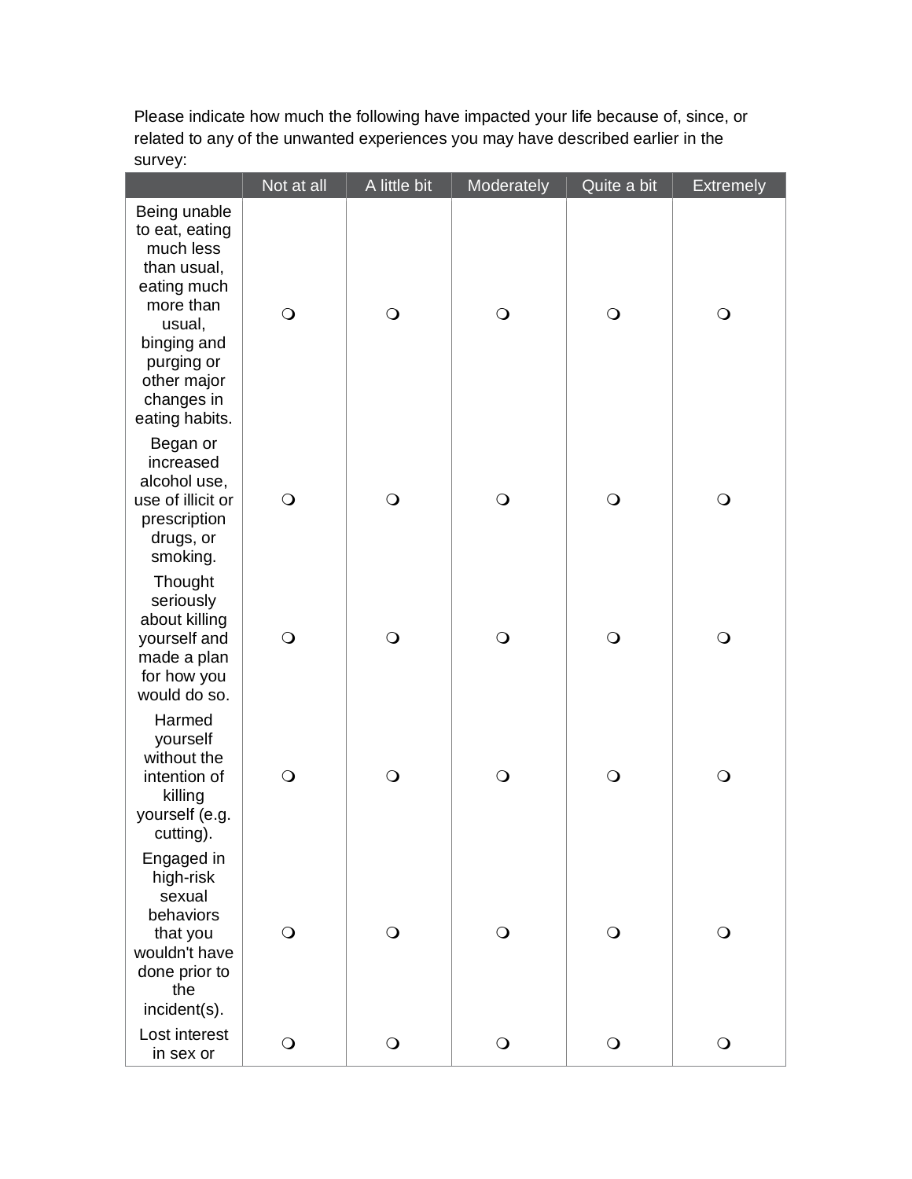Please indicate how much the following have impacted your life because of, since, or related to any of the unwanted experiences you may have described earlier in the survey:

| | Not at all | A little bit | Moderately | Quite a bit | Extremely |
|---|---|---|---|---|---|
| Being unable to eat, eating much less than usual, eating much more than usual, binging and purging or other major changes in eating habits. | ❍ | ❍ | ❍ | ❍ | ❍ |
| Began or increased alcohol use, use of illicit or prescription drugs, or smoking. | ❍ | ❍ | ❍ | ❍ | ❍ |
| Thought seriously about killing yourself and made a plan for how you would do so. | ❍ | ❍ | ❍ | ❍ | ❍ |
| Harmed yourself without the intention of killing yourself (e.g. cutting). | ❍ | ❍ | ❍ | ❍ | ❍ |
| Engaged in high-risk sexual behaviors that you wouldn't have done prior to the incident(s). | ❍ | ❍ | ❍ | ❍ | ❍ |
| Lost interest in sex or | ❍ | ❍ | ❍ | ❍ | ❍ |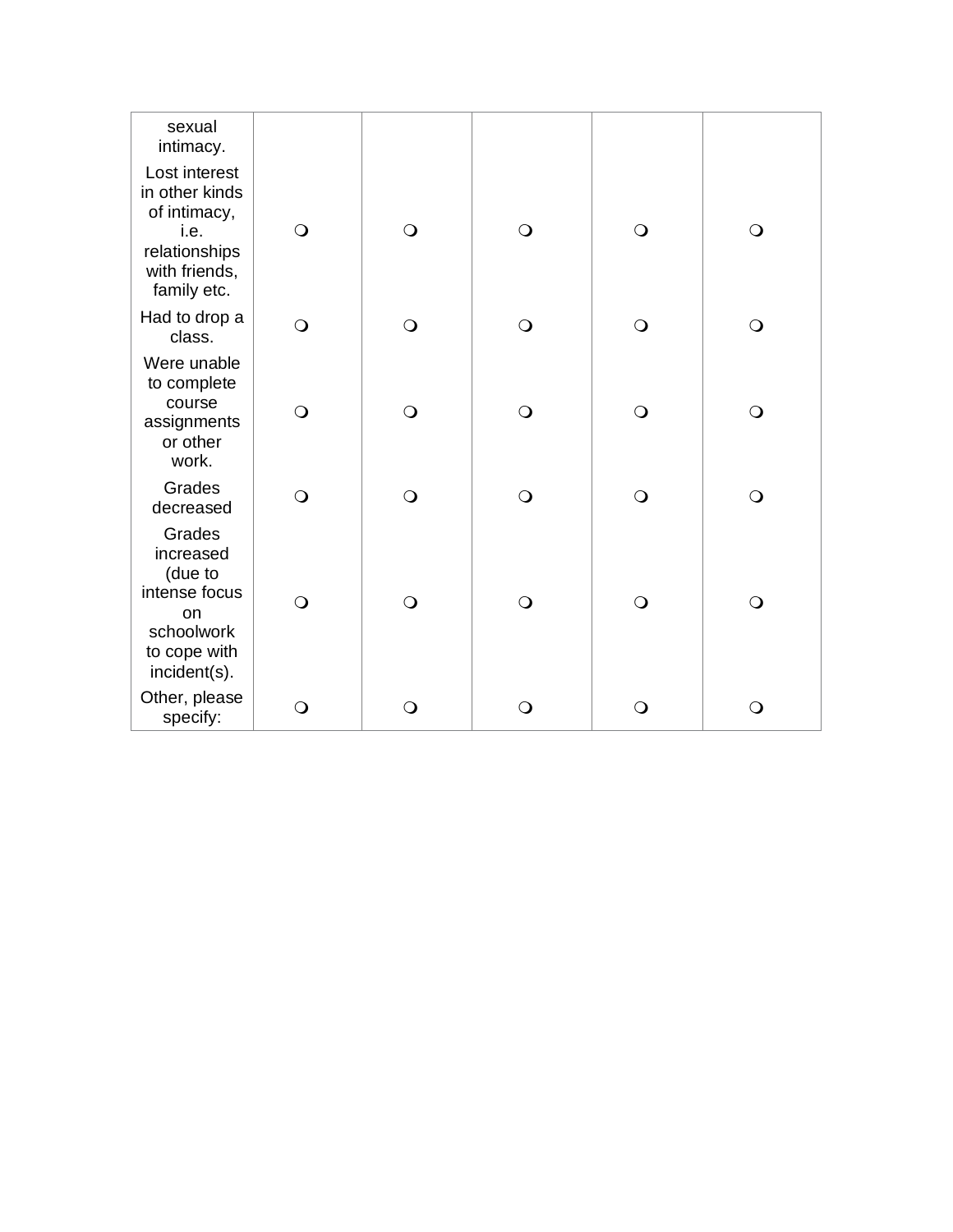| | | | | | |
|---|---|---|---|---|---|
| sexual intimacy. | | | | | |
| Lost interest in other kinds of intimacy, i.e. relationships with friends, family etc. | ❍ | ❍ | ❍ | ❍ | ❍ |
| Had to drop a class. | ❍ | ❍ | ❍ | ❍ | ❍ |
| Were unable to complete course assignments or other work. | ❍ | ❍ | ❍ | ❍ | ❍ |
| Grades decreased | ❍ | ❍ | ❍ | ❍ | ❍ |
| Grades increased (due to intense focus on schoolwork to cope with incident(s). | ❍ | ❍ | ❍ | ❍ | ❍ |
| Other, please specify: | ❍ | ❍ | ❍ | ❍ | ❍ |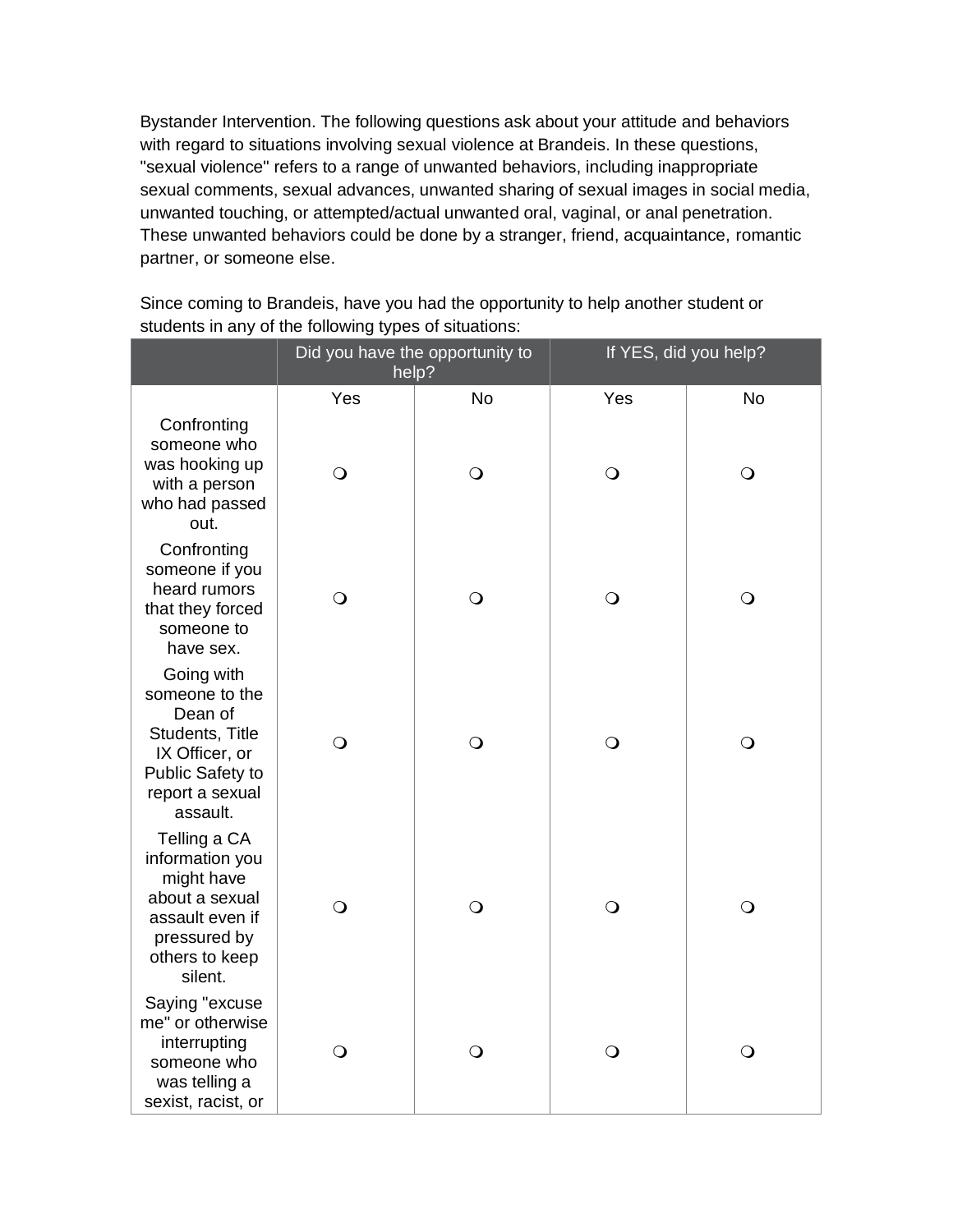Bystander Intervention. The following questions ask about your attitude and behaviors with regard to situations involving sexual violence at Brandeis. In these questions, "sexual violence" refers to a range of unwanted behaviors, including inappropriate sexual comments, sexual advances, unwanted sharing of sexual images in social media, unwanted touching, or attempted/actual unwanted oral, vaginal, or anal penetration. These unwanted behaviors could be done by a stranger, friend, acquaintance, romantic partner, or someone else.

Since coming to Brandeis, have you had the opportunity to help another student or students in any of the following types of situations:

| | Did you have the opportunity to help? | | If YES, did you help? | |
|---|---|---|---|---|
| | Yes | No | Yes | No |
| Confronting someone who was hooking up with a person who had passed out. | ❍ | ❍ | ❍ | ❍ |
| Confronting someone if you heard rumors that they forced someone to have sex. | ❍ | ❍ | ❍ | ❍ |
| Going with someone to the Dean of Students, Title IX Officer, or Public Safety to report a sexual assault. | ❍ | ❍ | ❍ | ❍ |
| Telling a CA information you might have about a sexual assault even if pressured by others to keep silent. | ❍ | ❍ | ❍ | ❍ |
| Saying "excuse me" or otherwise interrupting someone who was telling a sexist, racist, or | ❍ | ❍ | ❍ | ❍ |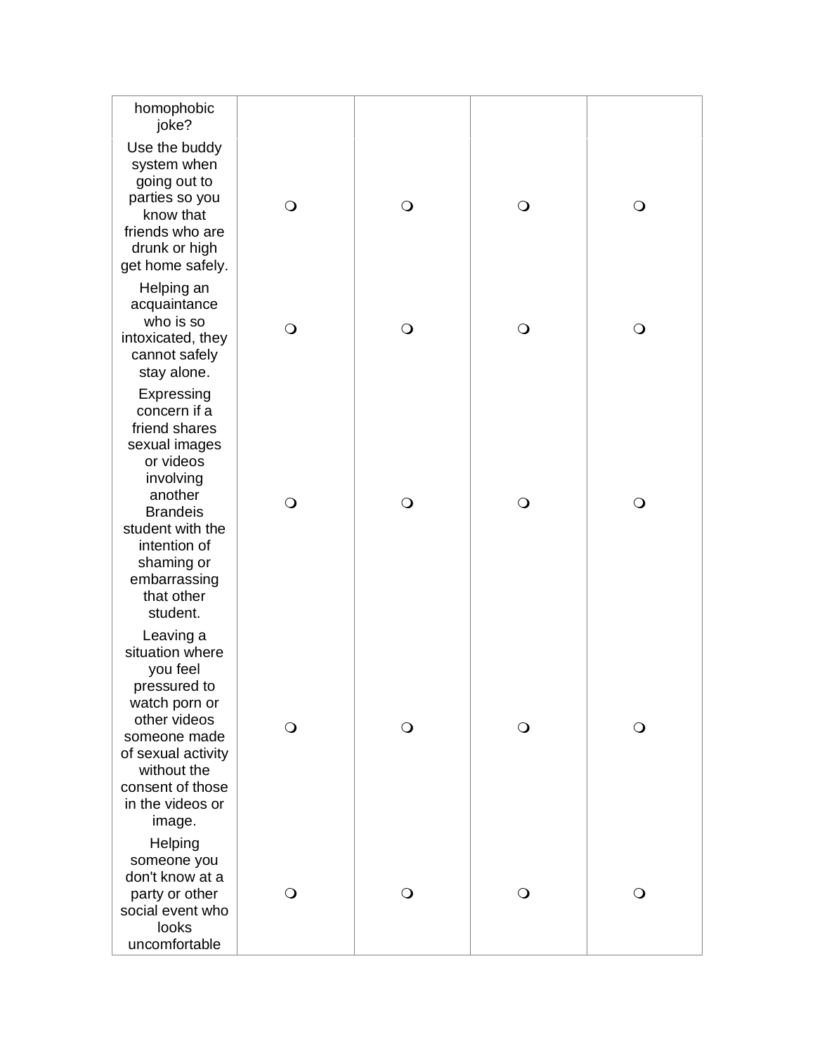| | | | | |
|---|---|---|---|---|
| homophobic joke? | | | | |
| Use the buddy system when going out to parties so you know that friends who are drunk or high get home safely. | ❍ | ❍ | ❍ | ❍ |
| Helping an acquaintance who is so intoxicated, they cannot safely stay alone. | ❍ | ❍ | ❍ | ❍ |
| Expressing concern if a friend shares sexual images or videos involving another Brandeis student with the intention of shaming or embarrassing that other student. | ❍ | ❍ | ❍ | ❍ |
| Leaving a situation where you feel pressured to watch porn or other videos someone made of sexual activity without the consent of those in the videos or image. | ❍ | ❍ | ❍ | ❍ |
| Helping someone you don't know at a party or other social event who looks uncomfortable | ❍ | ❍ | ❍ | ❍ |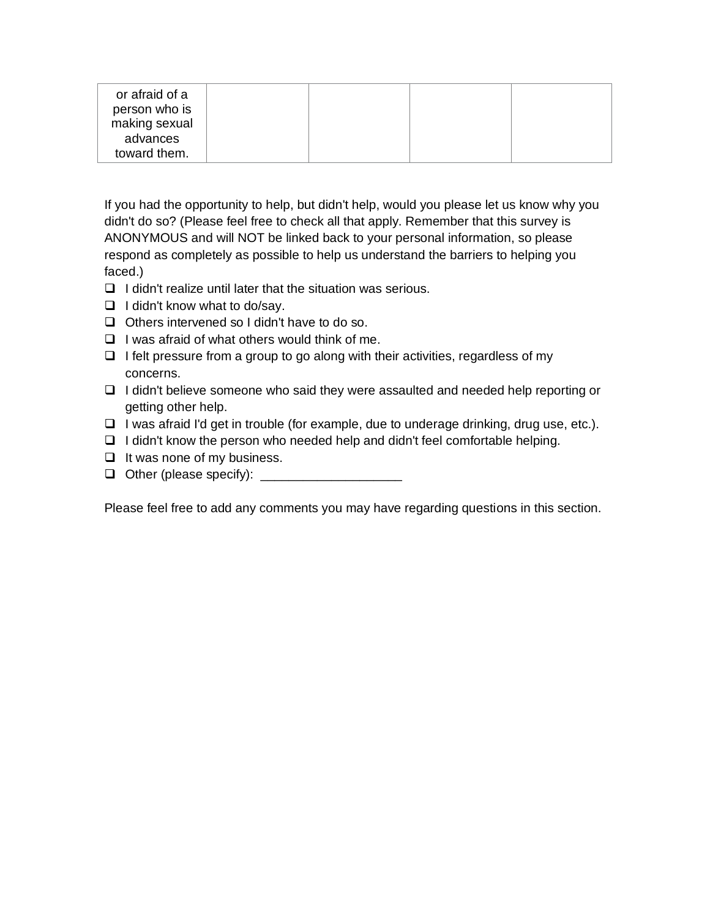| | | | | |
|---|---|---|---|---|
| or afraid of a person who is making sexual advances toward them. | | | | |

If you had the opportunity to help, but didn't help, would you please let us know why you didn't do so? (Please feel free to check all that apply. Remember that this survey is ANONYMOUS and will NOT be linked back to your personal information, so please respond as completely as possible to help us understand the barriers to helping you faced.)

- ❑ I didn't realize until later that the situation was serious.
- ❑ I didn't know what to do/say.
- ❑ Others intervened so I didn't have to do so.
- ❑ I was afraid of what others would think of me.
- ❑ I felt pressure from a group to go along with their activities, regardless of my concerns.
- ❑ I didn't believe someone who said they were assaulted and needed help reporting or getting other help.
- ❑ I was afraid I'd get in trouble (for example, due to underage drinking, drug use, etc.).
- ❑ I didn't know the person who needed help and didn't feel comfortable helping.
- ❑ It was none of my business.
- ❑ Other (please specify): ____________________

Please feel free to add any comments you may have regarding questions in this section.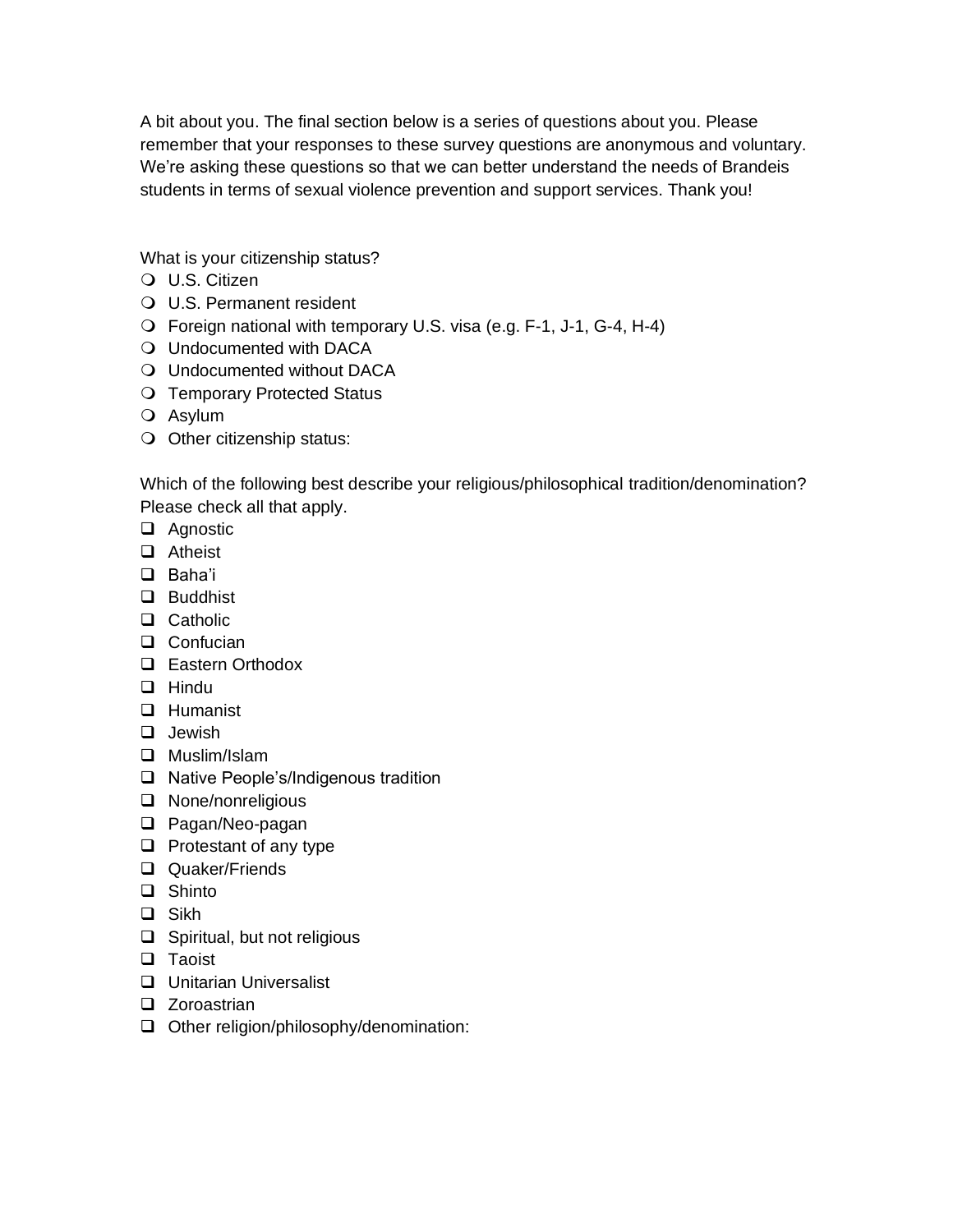A bit about you. The final section below is a series of questions about you. Please remember that your responses to these survey questions are anonymous and voluntary. We're asking these questions so that we can better understand the needs of Brandeis students in terms of sexual violence prevention and support services. Thank you!

What is your citizenship status?

- U.S. Citizen
- U.S. Permanent resident
- Foreign national with temporary U.S. visa (e.g. F-1, J-1, G-4, H-4)
- Undocumented with DACA
- Undocumented without DACA
- Temporary Protected Status
- Asylum
- Other citizenship status:

Which of the following best describe your religious/philosophical tradition/denomination? Please check all that apply.

- [ ] Agnostic
- [ ] Atheist
- [ ] Baha'i
- [ ] Buddhist
- [ ] Catholic
- [ ] Confucian
- [ ] Eastern Orthodox
- [ ] Hindu
- [ ] Humanist
- [ ] Jewish
- [ ] Muslim/Islam
- [ ] Native People's/Indigenous tradition
- [ ] None/nonreligious
- [ ] Pagan/Neo-pagan
- [ ] Protestant of any type
- [ ] Quaker/Friends
- [ ] Shinto
- [ ] Sikh
- [ ] Spiritual, but not religious
- [ ] Taoist
- [ ] Unitarian Universalist
- [ ] Zoroastrian
- [ ] Other religion/philosophy/denomination: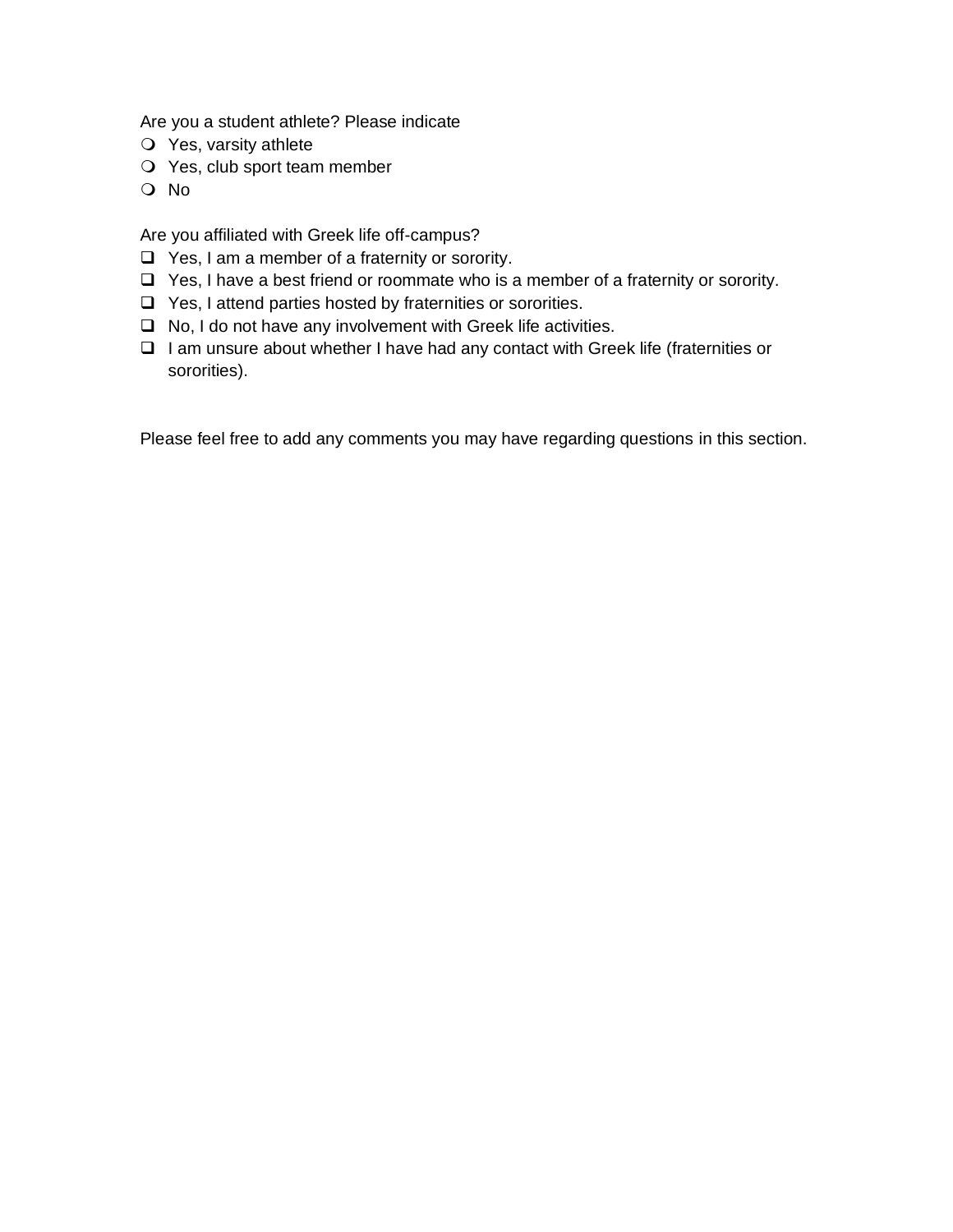Are you a student athlete? Please indicate

- ❍ Yes, varsity athlete
- ❍ Yes, club sport team member
- ❍ No

Are you affiliated with Greek life off-campus?

- ❑ Yes, I am a member of a fraternity or sorority.
- ❑ Yes, I have a best friend or roommate who is a member of a fraternity or sorority.
- ❑ Yes, I attend parties hosted by fraternities or sororities.
- ❑ No, I do not have any involvement with Greek life activities.
- ❑ I am unsure about whether I have had any contact with Greek life (fraternities or sororities).

Please feel free to add any comments you may have regarding questions in this section.